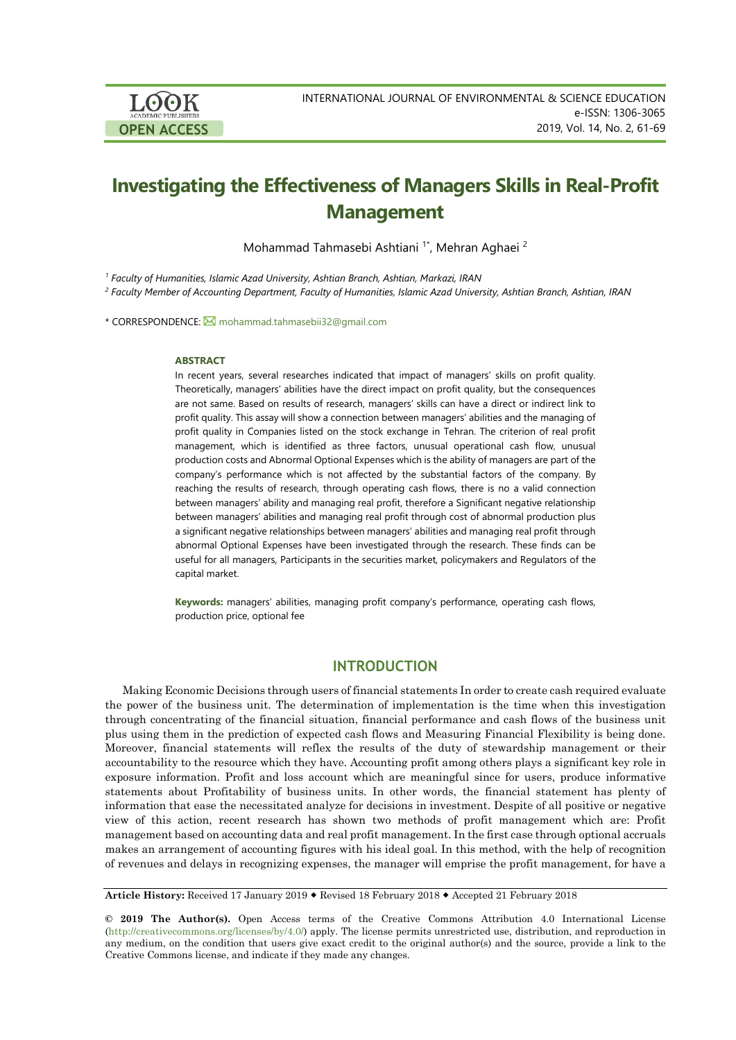# Investigating the Effectiveness of Managers Skills in Real-Profit Management

Mohammad Tahmasebi Ashtiani [1*], Mehran Aghaei [2]

[1] *Faculty of Humanities, Islamic Azad University, Ashtian Branch, Ashtian, Markazi, IRAN*

[2] *Faculty Member of Accounting Department, Faculty of Humanities, Islamic Azad University, Ashtian Branch, Ashtian, IRAN*

\* CORRESPONDENCE: mohammad.tahmasebii32@gmail.com

### ABSTRACT

In recent years, several researches indicated that impact of managers' skills on profit quality. Theoretically, managers' abilities have the direct impact on profit quality, but the consequences are not same. Based on results of research, managers' skills can have a direct or indirect link to profit quality. This assay will show a connection between managers' abilities and the managing of profit quality in Companies listed on the stock exchange in Tehran. The criterion of real profit management, which is identified as three factors, unusual operational cash flow, unusual production costs and Abnormal Optional Expenses which is the ability of managers are part of the company's performance which is not affected by the substantial factors of the company. By reaching the results of research, through operating cash flows, there is no a valid connection between managers' ability and managing real profit, therefore a Significant negative relationship between managers' abilities and managing real profit through cost of abnormal production plus a significant negative relationships between managers' abilities and managing real profit through abnormal Optional Expenses have been investigated through the research. These finds can be useful for all managers, Participants in the securities market, policymakers and Regulators of the capital market.

**Keywords:** managers' abilities, managing profit company's performance, operating cash flows, production price, optional fee

## INTRODUCTION

Making Economic Decisions through users of financial statements In order to create cash required evaluate the power of the business unit. The determination of implementation is the time when this investigation through concentrating of the financial situation, financial performance and cash flows of the business unit plus using them in the prediction of expected cash flows and Measuring Financial Flexibility is being done. Moreover, financial statements will reflex the results of the duty of stewardship management or their accountability to the resource which they have. Accounting profit among others plays a significant key role in exposure information. Profit and loss account which are meaningful since for users, produce informative statements about Profitability of business units. In other words, the financial statement has plenty of information that ease the necessitated analyze for decisions in investment. Despite of all positive or negative view of this action, recent research has shown two methods of profit management which are: Profit management based on accounting data and real profit management. In the first case through optional accruals makes an arrangement of accounting figures with his ideal goal. In this method, with the help of recognition of revenues and delays in recognizing expenses, the manager will emprise the profit management, for have a

**Article History:** Received 17 January 2019 ◆ Revised 18 February 2018 ◆ Accepted 21 February 2018

**© 2019 The Author(s).** Open Access terms of the Creative Commons Attribution 4.0 International License (http://creativecommons.org/licenses/by/4.0/) apply. The license permits unrestricted use, distribution, and reproduction in any medium, on the condition that users give exact credit to the original author(s) and the source, provide a link to the Creative Commons license, and indicate if they made any changes.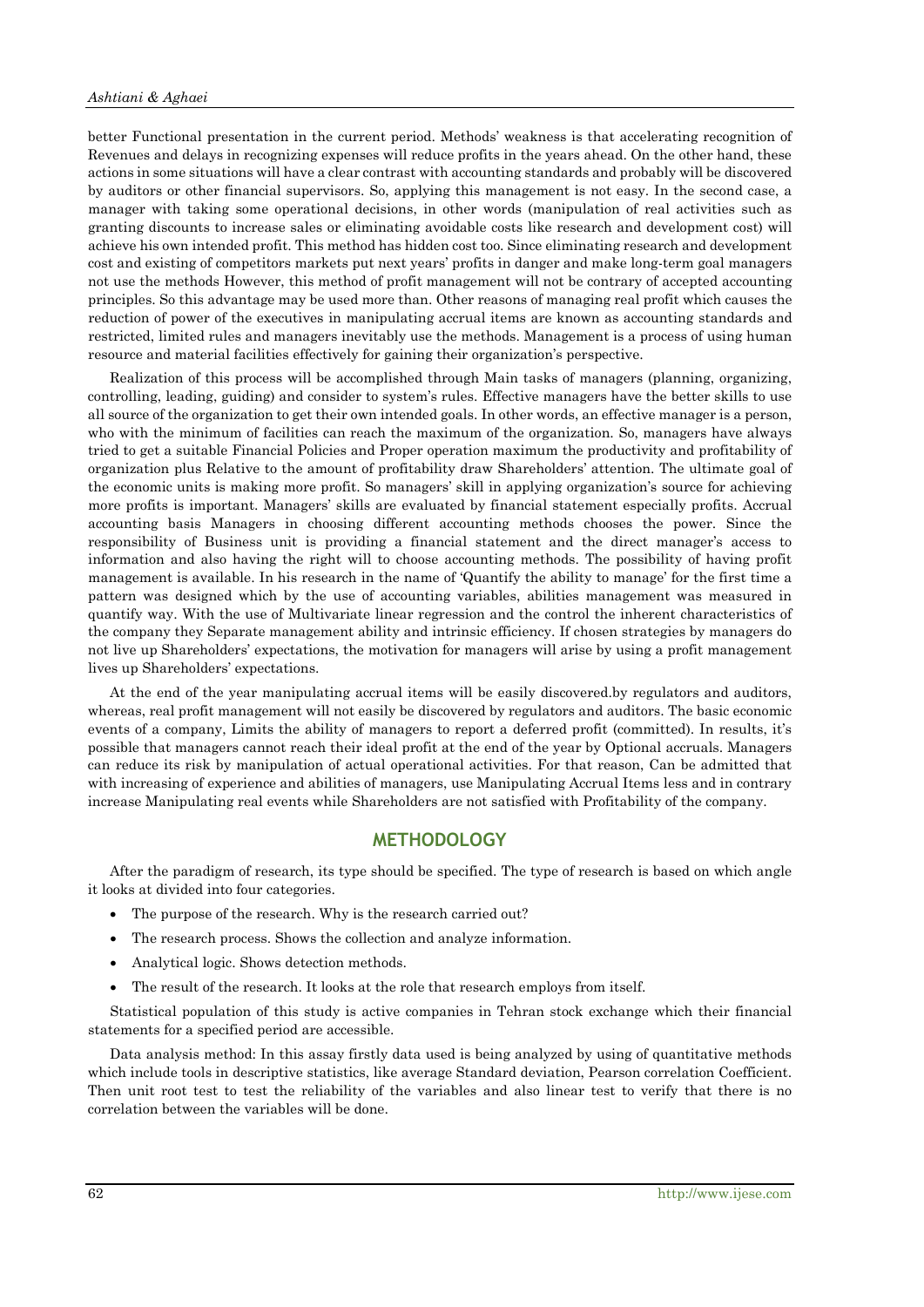better Functional presentation in the current period. Methods' weakness is that accelerating recognition of Revenues and delays in recognizing expenses will reduce profits in the years ahead. On the other hand, these actions in some situations will have a clear contrast with accounting standards and probably will be discovered by auditors or other financial supervisors. So, applying this management is not easy. In the second case, a manager with taking some operational decisions, in other words (manipulation of real activities such as granting discounts to increase sales or eliminating avoidable costs like research and development cost) will achieve his own intended profit. This method has hidden cost too. Since eliminating research and development cost and existing of competitors markets put next years' profits in danger and make long-term goal managers not use the methods However, this method of profit management will not be contrary of accepted accounting principles. So this advantage may be used more than. Other reasons of managing real profit which causes the reduction of power of the executives in manipulating accrual items are known as accounting standards and restricted, limited rules and managers inevitably use the methods. Management is a process of using human resource and material facilities effectively for gaining their organization's perspective.

Realization of this process will be accomplished through Main tasks of managers (planning, organizing, controlling, leading, guiding) and consider to system's rules. Effective managers have the better skills to use all source of the organization to get their own intended goals. In other words, an effective manager is a person, who with the minimum of facilities can reach the maximum of the organization. So, managers have always tried to get a suitable Financial Policies and Proper operation maximum the productivity and profitability of organization plus Relative to the amount of profitability draw Shareholders' attention. The ultimate goal of the economic units is making more profit. So managers' skill in applying organization's source for achieving more profits is important. Managers' skills are evaluated by financial statement especially profits. Accrual accounting basis Managers in choosing different accounting methods chooses the power. Since the responsibility of Business unit is providing a financial statement and the direct manager's access to information and also having the right will to choose accounting methods. The possibility of having profit management is available. In his research in the name of 'Quantify the ability to manage' for the first time a pattern was designed which by the use of accounting variables, abilities management was measured in quantify way. With the use of Multivariate linear regression and the control the inherent characteristics of the company they Separate management ability and intrinsic efficiency. If chosen strategies by managers do not live up Shareholders' expectations, the motivation for managers will arise by using a profit management lives up Shareholders' expectations.

At the end of the year manipulating accrual items will be easily discovered.by regulators and auditors, whereas, real profit management will not easily be discovered by regulators and auditors. The basic economic events of a company, Limits the ability of managers to report a deferred profit (committed). In results, it's possible that managers cannot reach their ideal profit at the end of the year by Optional accruals. Managers can reduce its risk by manipulation of actual operational activities. For that reason, Can be admitted that with increasing of experience and abilities of managers, use Manipulating Accrual Items less and in contrary increase Manipulating real events while Shareholders are not satisfied with Profitability of the company.

## METHODOLOGY

After the paradigm of research, its type should be specified. The type of research is based on which angle it looks at divided into four categories.

- The purpose of the research. Why is the research carried out?
- The research process. Shows the collection and analyze information.
- Analytical logic. Shows detection methods.
- The result of the research. It looks at the role that research employs from itself.

Statistical population of this study is active companies in Tehran stock exchange which their financial statements for a specified period are accessible.

Data analysis method: In this assay firstly data used is being analyzed by using of quantitative methods which include tools in descriptive statistics, like average Standard deviation, Pearson correlation Coefficient. Then unit root test to test the reliability of the variables and also linear test to verify that there is no correlation between the variables will be done.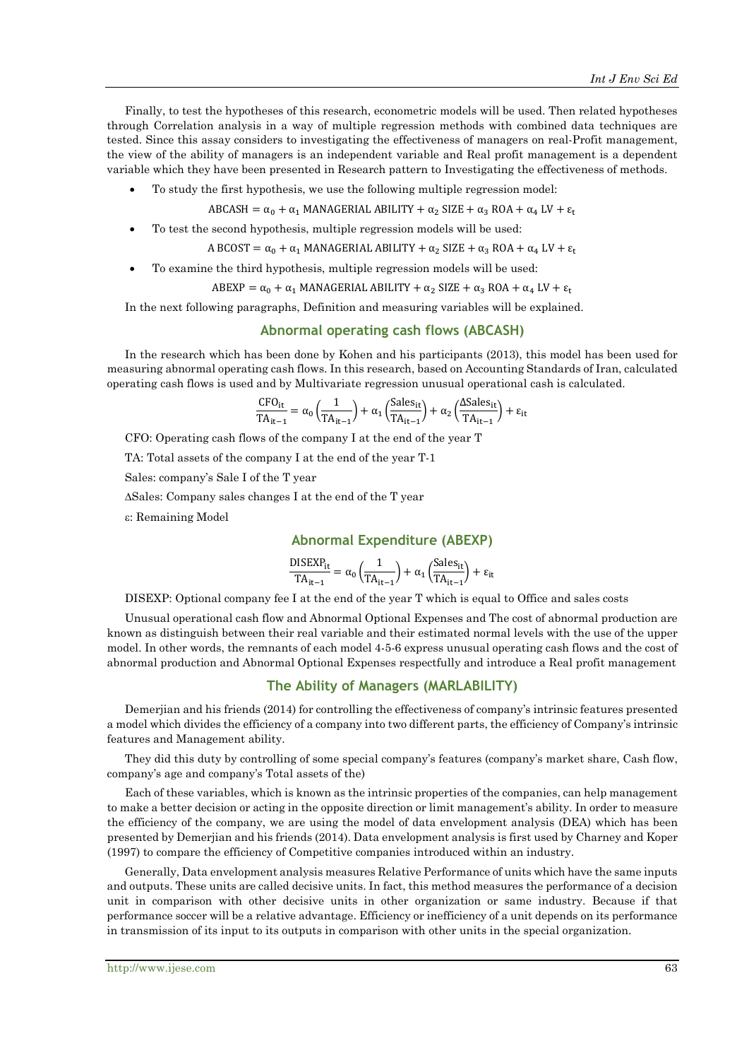Finally, to test the hypotheses of this research, econometric models will be used. Then related hypotheses through Correlation analysis in a way of multiple regression methods with combined data techniques are tested. Since this assay considers to investigating the effectiveness of managers on real-Profit management, the view of the ability of managers is an independent variable and Real profit management is a dependent variable which they have been presented in Research pattern to Investigating the effectiveness of methods.

- To study the first hypothesis, we use the following multiple regression model:

$$\text{ABCASH} = \alpha_0 + \alpha_1 \text{ MANAGERIAL ABILITY} + \alpha_2 \text{ SIZE} + \alpha_3 \text{ ROA} + \alpha_4 \text{ LV} + \varepsilon_t$$

- To test the second hypothesis, multiple regression models will be used:

$$\text{A BCOST} = \alpha_0 + \alpha_1 \text{ MANAGERIAL ABILITY} + \alpha_2 \text{ SIZE} + \alpha_3 \text{ ROA} + \alpha_4 \text{ LV} + \varepsilon_t$$

- To examine the third hypothesis, multiple regression models will be used:

$$\text{ABEXP} = \alpha_0 + \alpha_1 \text{ MANAGERIAL ABILITY} + \alpha_2 \text{ SIZE} + \alpha_3 \text{ ROA} + \alpha_4 \text{ LV} + \varepsilon_t$$

In the next following paragraphs, Definition and measuring variables will be explained.

## Abnormal operating cash flows (ABCASH)

In the research which has been done by Kohen and his participants (2013), this model has been used for measuring abnormal operating cash flows. In this research, based on Accounting Standards of Iran, calculated operating cash flows is used and by Multivariate regression unusual operational cash is calculated.

$$\frac{\text{CFO}_{\text{it}}}{\text{TA}_{\text{it}-1}} = \alpha_0 \left(\frac{1}{\text{TA}_{\text{it}-1}}\right) + \alpha_1 \left(\frac{\text{Sales}_{\text{it}}}{\text{TA}_{\text{it}-1}}\right) + \alpha_2 \left(\frac{\Delta\text{Sales}_{\text{it}}}{\text{TA}_{\text{it}-1}}\right) + \varepsilon_{\text{it}}$$

CFO: Operating cash flows of the company I at the end of the year T

TA: Total assets of the company I at the end of the year T-1

Sales: company's Sale I of the T year

ΔSales: Company sales changes I at the end of the T year

ε: Remaining Model

## Abnormal Expenditure (ABEXP)

$$\frac{\text{DISEXP}_{\text{it}}}{\text{TA}_{\text{it}-1}} = \alpha_0 \left(\frac{1}{\text{TA}_{\text{it}-1}}\right) + \alpha_1 \left(\frac{\text{Sales}_{\text{it}}}{\text{TA}_{\text{it}-1}}\right) + \varepsilon_{\text{it}}$$

DISEXP: Optional company fee I at the end of the year T which is equal to Office and sales costs

Unusual operational cash flow and Abnormal Optional Expenses and The cost of abnormal production are known as distinguish between their real variable and their estimated normal levels with the use of the upper model. In other words, the remnants of each model 4-5-6 express unusual operating cash flows and the cost of abnormal production and Abnormal Optional Expenses respectfully and introduce a Real profit management

## The Ability of Managers (MARLABILITY)

Demerjian and his friends (2014) for controlling the effectiveness of company's intrinsic features presented a model which divides the efficiency of a company into two different parts, the efficiency of Company's intrinsic features and Management ability.

They did this duty by controlling of some special company's features (company's market share, Cash flow, company's age and company's Total assets of the)

Each of these variables, which is known as the intrinsic properties of the companies, can help management to make a better decision or acting in the opposite direction or limit management's ability. In order to measure the efficiency of the company, we are using the model of data envelopment analysis (DEA) which has been presented by Demerjian and his friends (2014). Data envelopment analysis is first used by Charney and Koper (1997) to compare the efficiency of Competitive companies introduced within an industry.

Generally, Data envelopment analysis measures Relative Performance of units which have the same inputs and outputs. These units are called decisive units. In fact, this method measures the performance of a decision unit in comparison with other decisive units in other organization or same industry. Because if that performance soccer will be a relative advantage. Efficiency or inefficiency of a unit depends on its performance in transmission of its input to its outputs in comparison with other units in the special organization.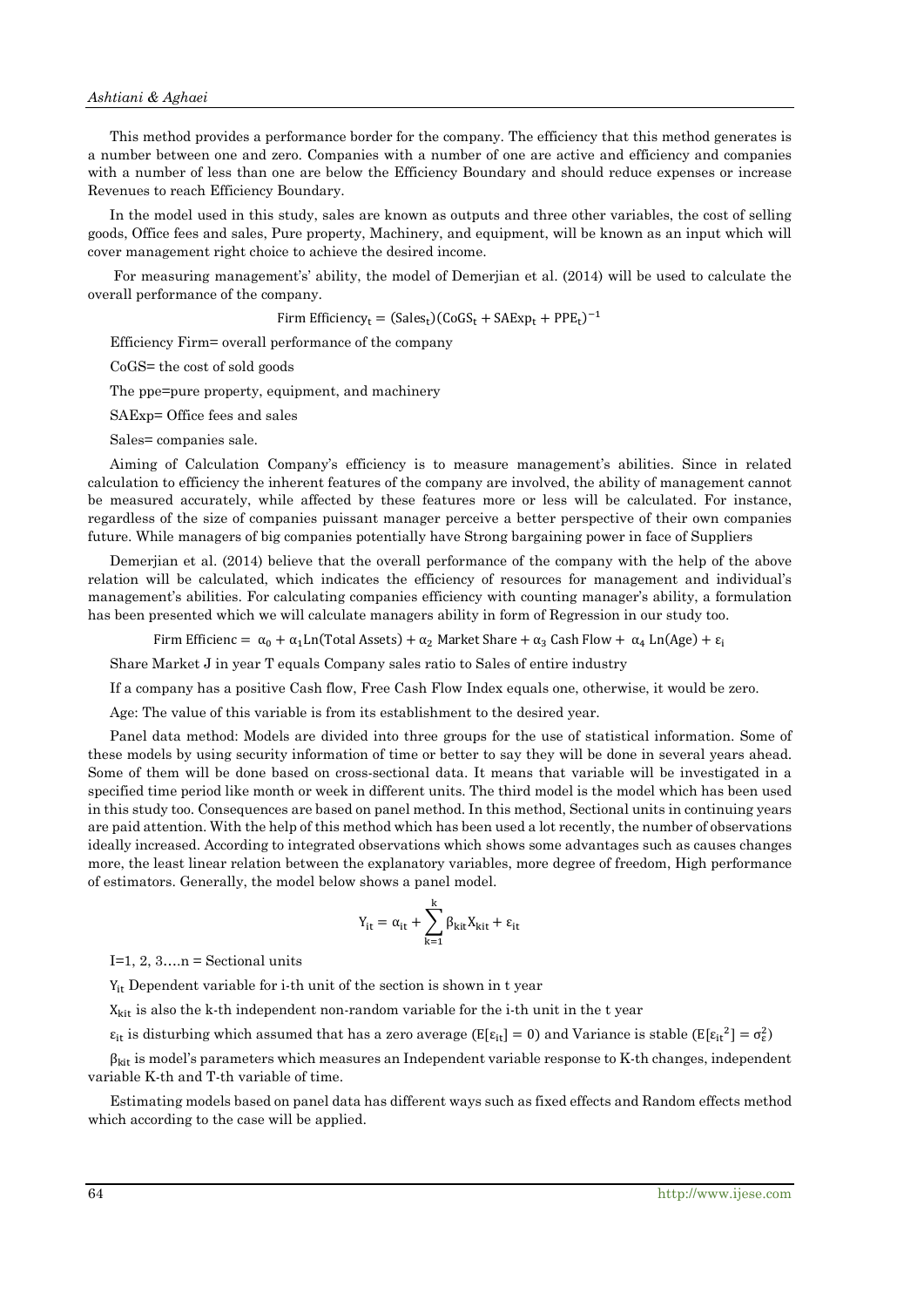This method provides a performance border for the company. The efficiency that this method generates is a number between one and zero. Companies with a number of one are active and efficiency and companies with a number of less than one are below the Efficiency Boundary and should reduce expenses or increase Revenues to reach Efficiency Boundary.

In the model used in this study, sales are known as outputs and three other variables, the cost of selling goods, Office fees and sales, Pure property, Machinery, and equipment, will be known as an input which will cover management right choice to achieve the desired income.

For measuring management's' ability, the model of Demerjian et al. (2014) will be used to calculate the overall performance of the company.

$$\text{Firm Efficiency}_t = (\text{Sales}_t)(\text{CoGS}_t + \text{SAExp}_t + \text{PPE}_t)^{-1}$$

Efficiency Firm= overall performance of the company

CoGS= the cost of sold goods

The ppe=pure property, equipment, and machinery

SAExp= Office fees and sales

Sales= companies sale.

Aiming of Calculation Company's efficiency is to measure management's abilities. Since in related calculation to efficiency the inherent features of the company are involved, the ability of management cannot be measured accurately, while affected by these features more or less will be calculated. For instance, regardless of the size of companies puissant manager perceive a better perspective of their own companies future. While managers of big companies potentially have Strong bargaining power in face of Suppliers

Demerjian et al. (2014) believe that the overall performance of the company with the help of the above relation will be calculated, which indicates the efficiency of resources for management and individual's management's abilities. For calculating companies efficiency with counting manager's ability, a formulation has been presented which we will calculate managers ability in form of Regression in our study too.

$$\text{Firm Efficienc} = \alpha_0 + \alpha_1 \text{Ln(Total Assets)} + \alpha_2 \text{ Market Share} + \alpha_3 \text{ Cash Flow} + \alpha_4 \text{ Ln(Age)} + \varepsilon_i$$

Share Market J in year T equals Company sales ratio to Sales of entire industry

If a company has a positive Cash flow, Free Cash Flow Index equals one, otherwise, it would be zero.

Age: The value of this variable is from its establishment to the desired year.

Panel data method: Models are divided into three groups for the use of statistical information. Some of these models by using security information of time or better to say they will be done in several years ahead. Some of them will be done based on cross-sectional data. It means that variable will be investigated in a specified time period like month or week in different units. The third model is the model which has been used in this study too. Consequences are based on panel method. In this method, Sectional units in continuing years are paid attention. With the help of this method which has been used a lot recently, the number of observations ideally increased. According to integrated observations which shows some advantages such as causes changes more, the least linear relation between the explanatory variables, more degree of freedom, High performance of estimators. Generally, the model below shows a panel model.

$$Y_{it} = \alpha_{it} + \sum_{k=1}^{k} \beta_{kit} X_{kit} + \varepsilon_{it}$$

I=1, 2, 3….n = Sectional units

$Y_{it}$ Dependent variable for i-th unit of the section is shown in t year

$X_{kit}$ is also the k-th independent non-random variable for the i-th unit in the t year

$\varepsilon_{it}$ is disturbing which assumed that has a zero average ($E[\varepsilon_{it}] = 0$) and Variance is stable ($E[\varepsilon_{it}{}^2] = \sigma_\varepsilon^2$)

$\beta_{kit}$ is model's parameters which measures an Independent variable response to K-th changes, independent variable K-th and T-th variable of time.

Estimating models based on panel data has different ways such as fixed effects and Random effects method which according to the case will be applied.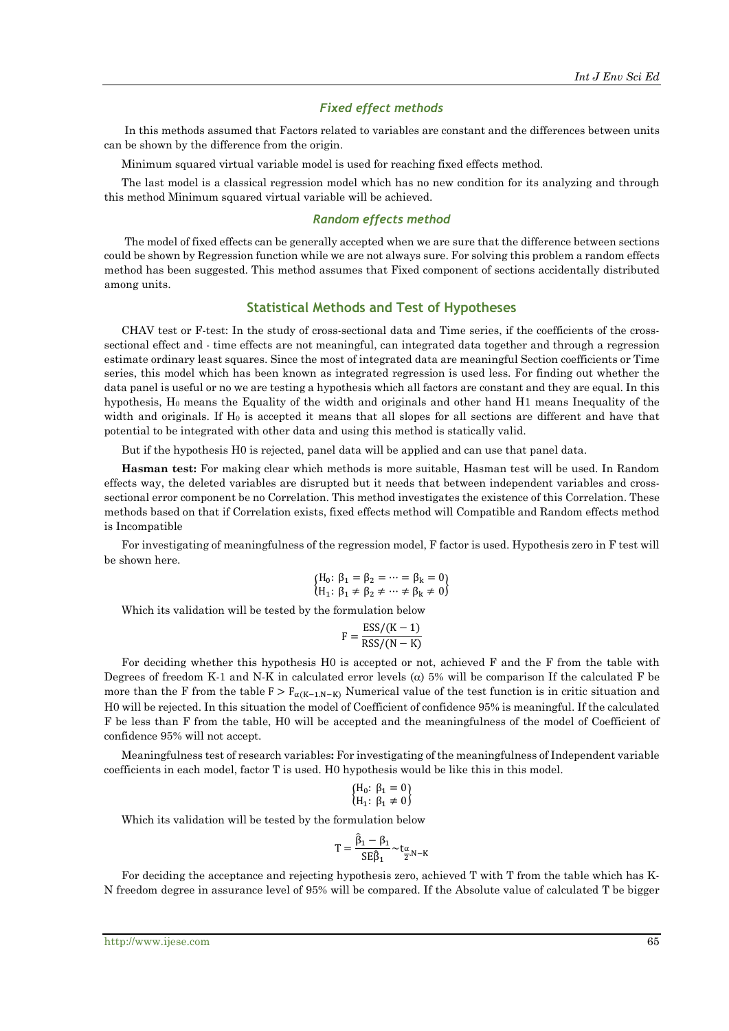### *Fixed effect methods*

In this methods assumed that Factors related to variables are constant and the differences between units can be shown by the difference from the origin.

Minimum squared virtual variable model is used for reaching fixed effects method.

The last model is a classical regression model which has no new condition for its analyzing and through this method Minimum squared virtual variable will be achieved.

### *Random effects method*

The model of fixed effects can be generally accepted when we are sure that the difference between sections could be shown by Regression function while we are not always sure. For solving this problem a random effects method has been suggested. This method assumes that Fixed component of sections accidentally distributed among units.

## Statistical Methods and Test of Hypotheses

CHAV test or F-test: In the study of cross-sectional data and Time series, if the coefficients of the cross-sectional effect and - time effects are not meaningful, can integrated data together and through a regression estimate ordinary least squares. Since the most of integrated data are meaningful Section coefficients or Time series, this model which has been known as integrated regression is used less. For finding out whether the data panel is useful or no we are testing a hypothesis which all factors are constant and they are equal. In this hypothesis, $H_0$ means the Equality of the width and originals and other hand H1 means Inequality of the width and originals. If $H_0$ is accepted it means that all slopes for all sections are different and have that potential to be integrated with other data and using this method is statically valid.

But if the hypothesis H0 is rejected, panel data will be applied and can use that panel data.

**Hasman test:** For making clear which methods is more suitable, Hasman test will be used. In Random effects way, the deleted variables are disrupted but it needs that between independent variables and cross-sectional error component be no Correlation. This method investigates the existence of this Correlation. These methods based on that if Correlation exists, fixed effects method will Compatible and Random effects method is Incompatible

For investigating of meaningfulness of the regression model, F factor is used. Hypothesis zero in F test will be shown here.

$$\begin{Bmatrix} H_0\colon \beta_1 = \beta_2 = \cdots = \beta_k = 0 \\ H_1\colon \beta_1 \neq \beta_2 \neq \cdots \neq \beta_k \neq 0 \end{Bmatrix}$$

Which its validation will be tested by the formulation below

$$F = \frac{ESS/(K-1)}{RSS/(N-K)}$$

For deciding whether this hypothesis H0 is accepted or not, achieved F and the F from the table with Degrees of freedom K-1 and N-K in calculated error levels (α) 5% will be comparison If the calculated F be more than the F from the table $F > F_{\alpha(K-1,N-K)}$ Numerical value of the test function is in critic situation and H0 will be rejected. In this situation the model of Coefficient of confidence 95% is meaningful. If the calculated F be less than F from the table, H0 will be accepted and the meaningfulness of the model of Coefficient of confidence 95% will not accept.

Meaningfulness test of research variables**:** For investigating of the meaningfulness of Independent variable coefficients in each model, factor T is used. H0 hypothesis would be like this in this model.

$$\begin{Bmatrix} H_0\colon \beta_1 = 0 \\ H_1\colon \beta_1 \neq 0 \end{Bmatrix}$$

Which its validation will be tested by the formulation below

$$T = \frac{\hat{\beta}_1 - \beta_1}{SE\hat{\beta}_1} \sim t_{\frac{\alpha}{2}, N-K}$$

For deciding the acceptance and rejecting hypothesis zero, achieved T with T from the table which has K-N freedom degree in assurance level of 95% will be compared. If the Absolute value of calculated T be bigger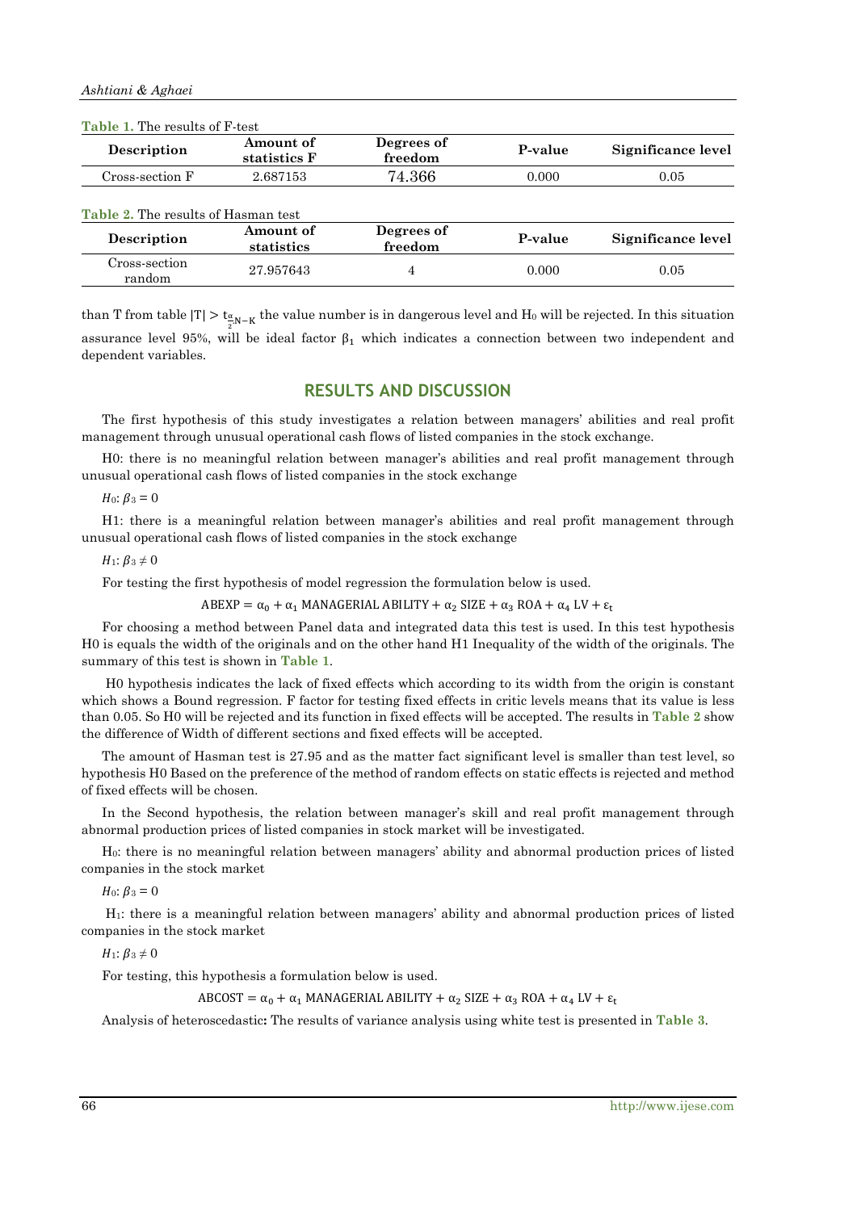**Table 1.** The results of F-test

| Description | Amount of statistics F | Degrees of freedom | P-value | Significance level |
|---|---|---|---|---|
| Cross-section F | 2.687153 | 74.366 | 0.000 | 0.05 |

**Table 2.** The results of Hasman test

| Description | Amount of statistics | Degrees of freedom | P-value | Significance level |
|---|---|---|---|---|
| Cross-section random | 27.957643 | 4 | 0.000 | 0.05 |

than T from table $|T| > t_{\frac{\alpha}{2}N-K}$ the value number is in dangerous level and $H_0$ will be rejected. In this situation assurance level 95%, will be ideal factor $\beta_1$ which indicates a connection between two independent and dependent variables.

## RESULTS AND DISCUSSION

The first hypothesis of this study investigates a relation between managers' abilities and real profit management through unusual operational cash flows of listed companies in the stock exchange.

H0: there is no meaningful relation between manager's abilities and real profit management through unusual operational cash flows of listed companies in the stock exchange

$H_0$: $\beta_3 = 0$

H1: there is a meaningful relation between manager's abilities and real profit management through unusual operational cash flows of listed companies in the stock exchange

$H_1$: $\beta_3 \neq 0$

For testing the first hypothesis of model regression the formulation below is used.

$$\text{ABEXP} = \alpha_0 + \alpha_1 \text{ MANAGERIAL ABILITY} + \alpha_2 \text{ SIZE} + \alpha_3 \text{ ROA} + \alpha_4 \text{ LV} + \varepsilon_t$$

For choosing a method between Panel data and integrated data this test is used. In this test hypothesis H0 is equals the width of the originals and on the other hand H1 Inequality of the width of the originals. The summary of this test is shown in **Table 1**.

H0 hypothesis indicates the lack of fixed effects which according to its width from the origin is constant which shows a Bound regression. F factor for testing fixed effects in critic levels means that its value is less than 0.05. So H0 will be rejected and its function in fixed effects will be accepted. The results in **Table 2** show the difference of Width of different sections and fixed effects will be accepted.

The amount of Hasman test is 27.95 and as the matter fact significant level is smaller than test level, so hypothesis H0 Based on the preference of the method of random effects on static effects is rejected and method of fixed effects will be chosen.

In the Second hypothesis, the relation between manager's skill and real profit management through abnormal production prices of listed companies in stock market will be investigated.

$H_0$: there is no meaningful relation between managers' ability and abnormal production prices of listed companies in the stock market

$H_0$: $\beta_3 = 0$

$H_1$: there is a meaningful relation between managers' ability and abnormal production prices of listed companies in the stock market

$H_1$: $\beta_3 \neq 0$

For testing, this hypothesis a formulation below is used.

$$\text{ABCOST} = \alpha_0 + \alpha_1 \text{ MANAGERIAL ABILITY} + \alpha_2 \text{ SIZE} + \alpha_3 \text{ ROA} + \alpha_4 \text{ LV} + \varepsilon_t$$

Analysis of heteroscedastic**:** The results of variance analysis using white test is presented in **Table 3**.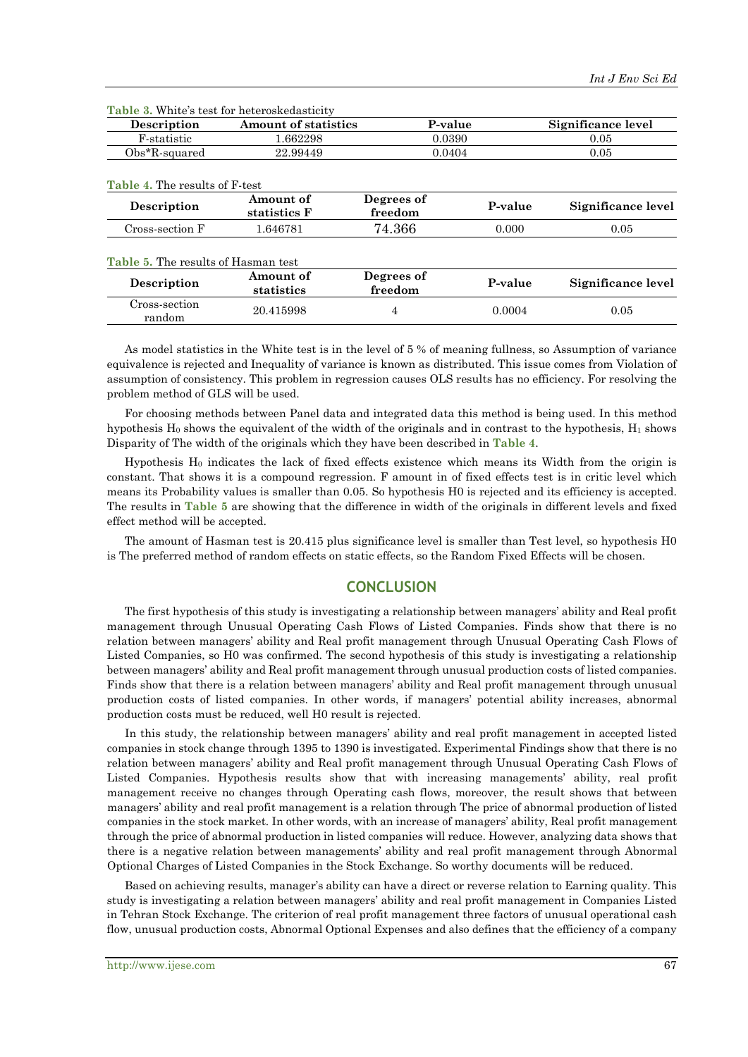**Table 3.** White's test for heteroskedasticity

| Description | Amount of statistics | P-value | Significance level |
|---|---|---|---|
| F-statistic | 1.662298 | 0.0390 | 0.05 |
| Obs*R-squared | 22.99449 | 0.0404 | 0.05 |

**Table 4.** The results of F-test

| Description | Amount of statistics F | Degrees of freedom | P-value | Significance level |
|---|---|---|---|---|
| Cross-section F | 1.646781 | 74.366 | 0.000 | 0.05 |

**Table 5.** The results of Hasman test

| Description | Amount of statistics | Degrees of freedom | P-value | Significance level |
|---|---|---|---|---|
| Cross-section random | 20.415998 | 4 | 0.0004 | 0.05 |

As model statistics in the White test is in the level of 5 % of meaning fullness, so Assumption of variance equivalence is rejected and Inequality of variance is known as distributed. This issue comes from Violation of assumption of consistency. This problem in regression causes OLS results has no efficiency. For resolving the problem method of GLS will be used.

For choosing methods between Panel data and integrated data this method is being used. In this method hypothesis $H_0$ shows the equivalent of the width of the originals and in contrast to the hypothesis, $H_1$ shows Disparity of The width of the originals which they have been described in **Table 4**.

Hypothesis $H_0$ indicates the lack of fixed effects existence which means its Width from the origin is constant. That shows it is a compound regression. F amount in of fixed effects test is in critic level which means its Probability values is smaller than 0.05. So hypothesis H0 is rejected and its efficiency is accepted. The results in **Table 5** are showing that the difference in width of the originals in different levels and fixed effect method will be accepted.

The amount of Hasman test is 20.415 plus significance level is smaller than Test level, so hypothesis H0 is The preferred method of random effects on static effects, so the Random Fixed Effects will be chosen.

## CONCLUSION

The first hypothesis of this study is investigating a relationship between managers' ability and Real profit management through Unusual Operating Cash Flows of Listed Companies. Finds show that there is no relation between managers' ability and Real profit management through Unusual Operating Cash Flows of Listed Companies, so H0 was confirmed. The second hypothesis of this study is investigating a relationship between managers' ability and Real profit management through unusual production costs of listed companies. Finds show that there is a relation between managers' ability and Real profit management through unusual production costs of listed companies. In other words, if managers' potential ability increases, abnormal production costs must be reduced, well H0 result is rejected.

In this study, the relationship between managers' ability and real profit management in accepted listed companies in stock change through 1395 to 1390 is investigated. Experimental Findings show that there is no relation between managers' ability and Real profit management through Unusual Operating Cash Flows of Listed Companies. Hypothesis results show that with increasing managements' ability, real profit management receive no changes through Operating cash flows, moreover, the result shows that between managers' ability and real profit management is a relation through The price of abnormal production of listed companies in the stock market. In other words, with an increase of managers' ability, Real profit management through the price of abnormal production in listed companies will reduce. However, analyzing data shows that there is a negative relation between managements' ability and real profit management through Abnormal Optional Charges of Listed Companies in the Stock Exchange. So worthy documents will be reduced.

Based on achieving results, manager's ability can have a direct or reverse relation to Earning quality. This study is investigating a relation between managers' ability and real profit management in Companies Listed in Tehran Stock Exchange. The criterion of real profit management three factors of unusual operational cash flow, unusual production costs, Abnormal Optional Expenses and also defines that the efficiency of a company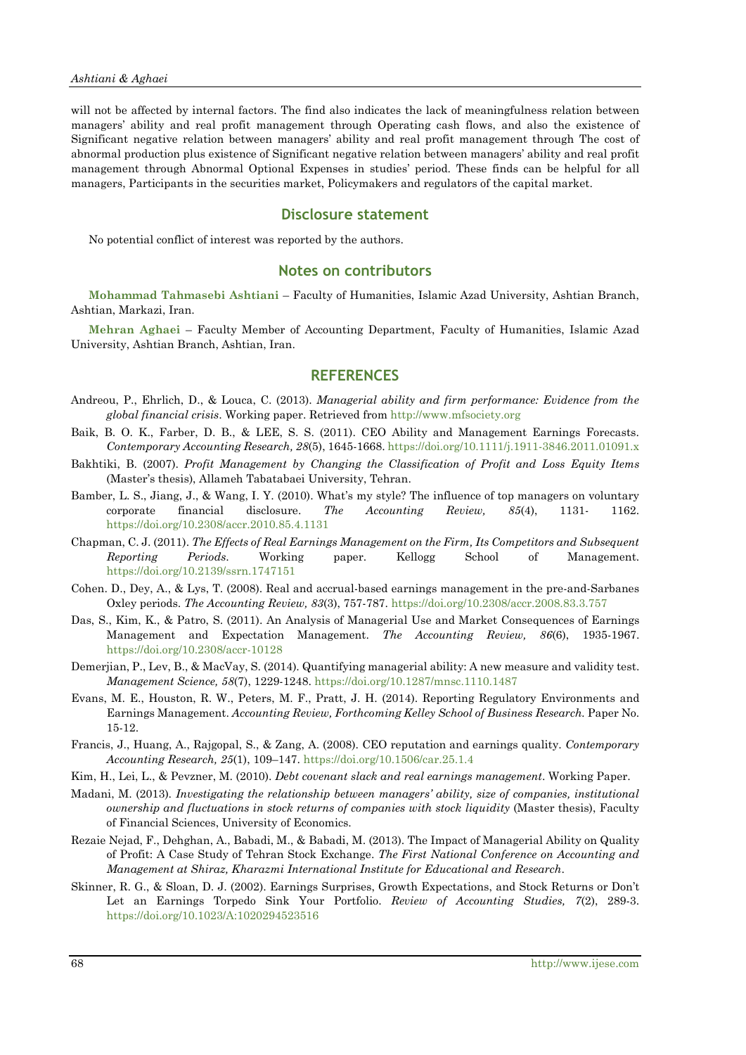will not be affected by internal factors. The find also indicates the lack of meaningfulness relation between managers' ability and real profit management through Operating cash flows, and also the existence of Significant negative relation between managers' ability and real profit management through The cost of abnormal production plus existence of Significant negative relation between managers' ability and real profit management through Abnormal Optional Expenses in studies' period. These finds can be helpful for all managers, Participants in the securities market, Policymakers and regulators of the capital market.

## Disclosure statement

No potential conflict of interest was reported by the authors.

## Notes on contributors

**Mohammad Tahmasebi Ashtiani** – Faculty of Humanities, Islamic Azad University, Ashtian Branch, Ashtian, Markazi, Iran.

**Mehran Aghaei** – Faculty Member of Accounting Department, Faculty of Humanities, Islamic Azad University, Ashtian Branch, Ashtian, Iran.

## REFERENCES

Andreou, P., Ehrlich, D., & Louca, C. (2013). *Managerial ability and firm performance: Evidence from the global financial crisis*. Working paper. Retrieved from http://www.mfsociety.org

Baik, B. O. K., Farber, D. B., & LEE, S. S. (2011). CEO Ability and Management Earnings Forecasts. *Contemporary Accounting Research, 28*(5), 1645-1668. https://doi.org/10.1111/j.1911-3846.2011.01091.x

Bakhtiki, B. (2007). *Profit Management by Changing the Classification of Profit and Loss Equity Items* (Master's thesis), Allameh Tabatabaei University, Tehran.

Bamber, L. S., Jiang, J., & Wang, I. Y. (2010). What's my style? The influence of top managers on voluntary corporate financial disclosure. *The Accounting Review, 85*(4), 1131- 1162. https://doi.org/10.2308/accr.2010.85.4.1131

Chapman, C. J. (2011). *The Effects of Real Earnings Management on the Firm, Its Competitors and Subsequent Reporting Periods*. Working paper. Kellogg School of Management. https://doi.org/10.2139/ssrn.1747151

Cohen. D., Dey, A., & Lys, T. (2008). Real and accrual-based earnings management in the pre-and-Sarbanes Oxley periods. *The Accounting Review, 83*(3), 757-787. https://doi.org/10.2308/accr.2008.83.3.757

Das, S., Kim, K., & Patro, S. (2011). An Analysis of Managerial Use and Market Consequences of Earnings Management and Expectation Management. *The Accounting Review, 86*(6), 1935-1967. https://doi.org/10.2308/accr-10128

Demerjian, P., Lev, B., & MacVay, S. (2014). Quantifying managerial ability: A new measure and validity test. *Management Science, 58*(7), 1229-1248. https://doi.org/10.1287/mnsc.1110.1487

Evans, M. E., Houston, R. W., Peters, M. F., Pratt, J. H. (2014). Reporting Regulatory Environments and Earnings Management. *Accounting Review, Forthcoming Kelley School of Business Research*. Paper No. 15-12.

Francis, J., Huang, A., Rajgopal, S., & Zang, A. (2008). CEO reputation and earnings quality. *Contemporary Accounting Research, 25*(1), 109–147. https://doi.org/10.1506/car.25.1.4

Kim, H., Lei, L., & Pevzner, M. (2010). *Debt covenant slack and real earnings management*. Working Paper.

Madani, M. (2013). *Investigating the relationship between managers' ability, size of companies, institutional ownership and fluctuations in stock returns of companies with stock liquidity* (Master thesis), Faculty of Financial Sciences, University of Economics.

Rezaie Nejad, F., Dehghan, A., Babadi, M., & Babadi, M. (2013). The Impact of Managerial Ability on Quality of Profit: A Case Study of Tehran Stock Exchange. *The First National Conference on Accounting and Management at Shiraz, Kharazmi International Institute for Educational and Research*.

Skinner, R. G., & Sloan, D. J. (2002). Earnings Surprises, Growth Expectations, and Stock Returns or Don't Let an Earnings Torpedo Sink Your Portfolio. *Review of Accounting Studies, 7*(2), 289-3. https://doi.org/10.1023/A:1020294523516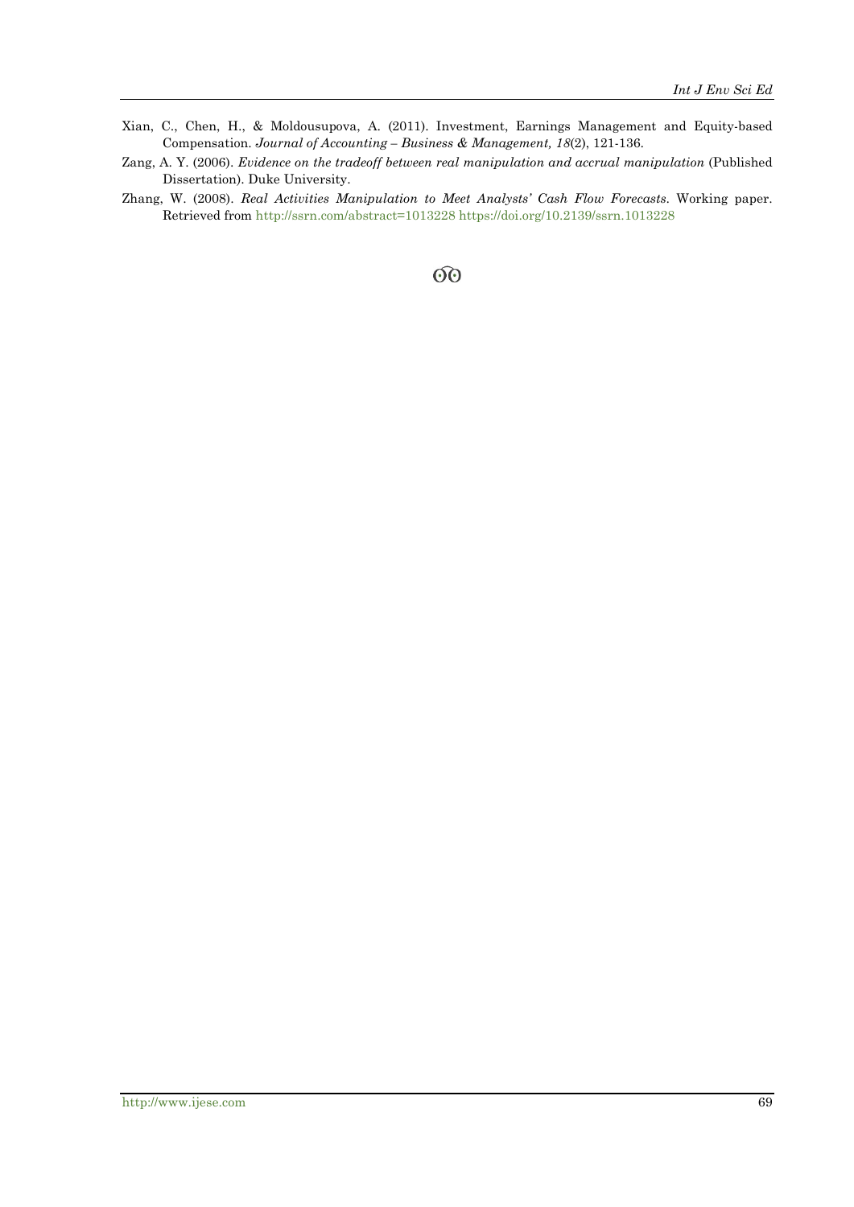Xian, C., Chen, H., & Moldousupova, A. (2011). Investment, Earnings Management and Equity-based Compensation. *Journal of Accounting – Business & Management, 18*(2), 121-136.

Zang, A. Y. (2006). *Evidence on the tradeoff between real manipulation and accrual manipulation* (Published Dissertation). Duke University.

Zhang, W. (2008). *Real Activities Manipulation to Meet Analysts' Cash Flow Forecasts*. Working paper. Retrieved from http://ssrn.com/abstract=1013228 https://doi.org/10.2139/ssrn.1013228